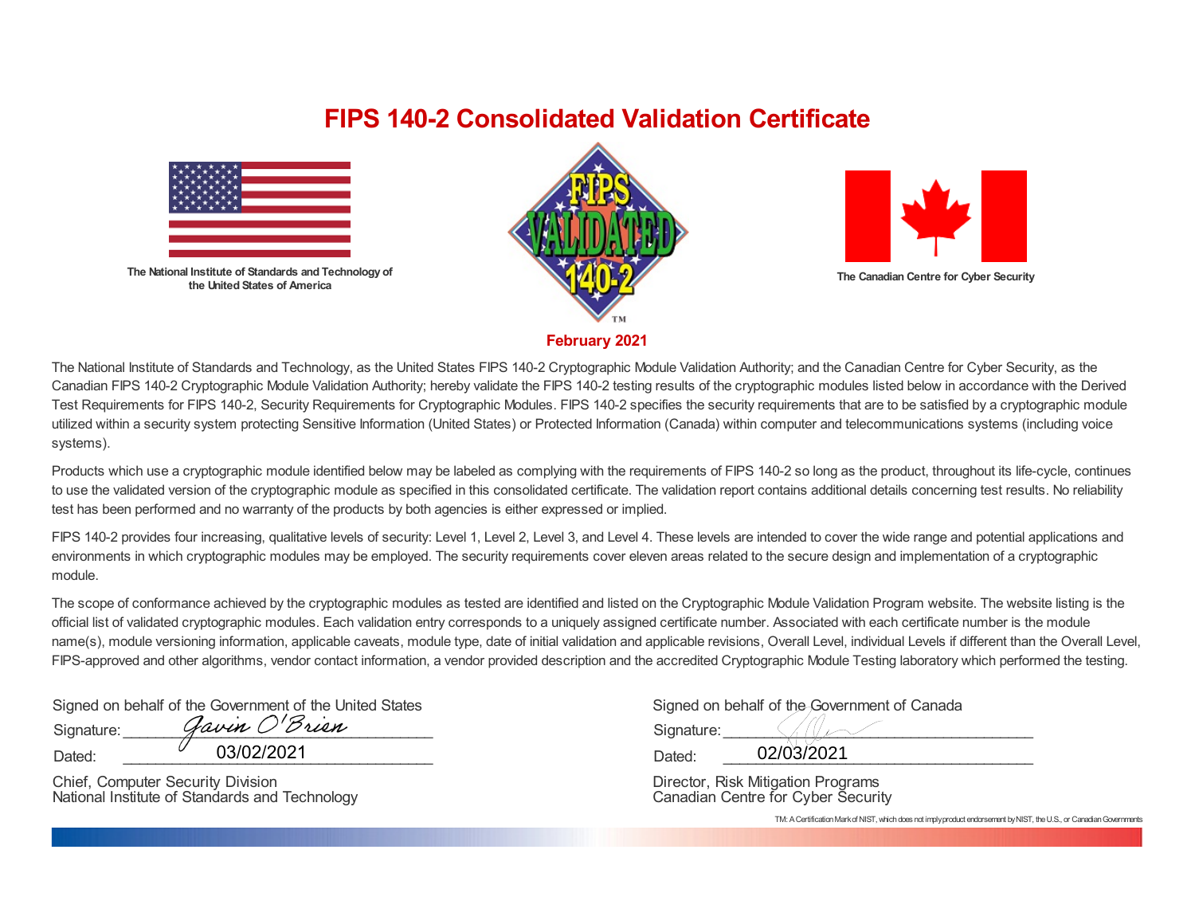# FIPS 140-2 Consolidated Validation Certificate

**The National Institute of Standards and Technology of the United States of America**

**The Canadian Centre for Cyber Security**

**February 2021**

The National Institute of Standards and Technology, as the United States FIPS 140-2 Cryptographic Module Validation Authority; and the Canadian Centre for Cyber Security, as the Canadian FIPS 140-2 Cryptographic Module Validation Authority; hereby validate the FIPS 140-2 testing results of the cryptographic modules listed below in accordance with the Derived Test Requirements for FIPS 140-2, Security Requirements for Cryptographic Modules. FIPS 140-2 specifies the security requirements that are to be satisfied by a cryptographic module utilized within a security system protecting Sensitive Information (United States) or Protected Information (Canada) within computer and telecommunications systems (including voice systems).

Products which use a cryptographic module identified below may be labeled as complying with the requirements of FIPS 140-2 so long as the product, throughout its life-cycle, continues to use the validated version of the cryptographic module as specified in this consolidated certificate. The validation report contains additional details concerning test results. No reliability test has been performed and no warranty of the products by both agencies is either expressed or implied.

FIPS 140-2 provides four increasing, qualitative levels of security: Level 1, Level 2, Level 3, and Level 4. These levels are intended to cover the wide range and potential applications and environments in which cryptographic modules may be employed. The security requirements cover eleven areas related to the secure design and implementation of a cryptographic module.

The scope of conformance achieved by the cryptographic modules as tested are identified and listed on the Cryptographic Module Validation Program website. The website listing is the official list of validated cryptographic modules. Each validation entry corresponds to a uniquely assigned certificate number. Associated with each certificate number is the module name(s), module versioning information, applicable caveats, module type, date of initial validation and applicable revisions, Overall Level, individual Levels if different than the Overall Level, FIPS-approved and other algorithms, vendor contact information, a vendor provided description and the accredited Cryptographic Module Testing laboratory which performed the testing.

Signed on behalf of the Government of the United States

Signature: Gavin O'Brien

Dated: 03/02/2021

Chief, Computer Security Division
National Institute of Standards and Technology

Signed on behalf of the Government of Canada

Signature: ______________________

Dated: 02/03/2021

Director, Risk Mitigation Programs
Canadian Centre for Cyber Security

TM: A Certification Mark of NIST, which does not imply product endorsement by NIST, the U.S., or Canadian Governments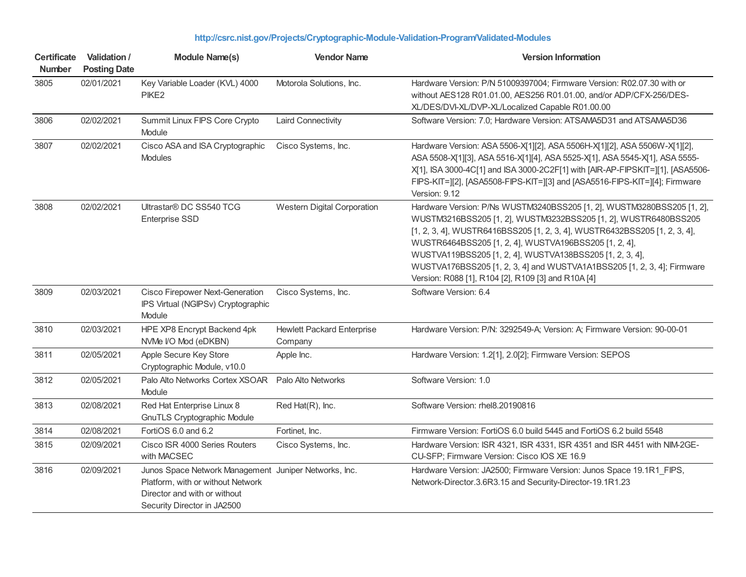http://csrc.nist.gov/Projects/Cryptographic-Module-Validation-Program/Validated-Modules

| Certificate Number | Validation / Posting Date | Module Name(s) | Vendor Name | Version Information |
|---|---|---|---|---|
| 3805 | 02/01/2021 | Key Variable Loader (KVL) 4000 PIKE2 | Motorola Solutions, Inc. | Hardware Version: P/N 51009397004; Firmware Version: R02.07.30 with or without AES128 R01.01.00, AES256 R01.01.00, and/or ADP/CFX-256/DES-XL/DES/DVI-XL/DVP-XL/Localized Capable R01.00.00 |
| 3806 | 02/02/2021 | Summit Linux FIPS Core Crypto Module | Laird Connectivity | Software Version: 7.0; Hardware Version: ATSAMA5D31 and ATSAMA5D36 |
| 3807 | 02/02/2021 | Cisco ASA and ISA Cryptographic Modules | Cisco Systems, Inc. | Hardware Version: ASA 5506-X[1][2], ASA 5506H-X[1][2], ASA 5506W-X[1][2], ASA 5508-X[1][3], ASA 5516-X[1][4], ASA 5525-X[1], ASA 5545-X[1], ASA 5555-X[1], ISA 3000-4C[1] and ISA 3000-2C2F[1] with [AIR-AP-FIPSKIT=][1], [ASA5506-FIPS-KIT=][2], [ASA5508-FIPS-KIT=][3] and [ASA5516-FIPS-KIT=][4]; Firmware Version: 9.12 |
| 3808 | 02/02/2021 | Ultrastar® DC SS540 TCG Enterprise SSD | Western Digital Corporation | Hardware Version: P/Ns WUSTM3240BSS205 [1, 2], WUSTM3280BSS205 [1, 2], WUSTM3216BSS205 [1, 2], WUSTM3232BSS205 [1, 2], WUSTR6480BSS205 [1, 2, 3, 4], WUSTR6416BSS205 [1, 2, 3, 4], WUSTR6432BSS205 [1, 2, 3, 4], WUSTR6464BSS205 [1, 2, 4], WUSTVA196BSS205 [1, 2, 4], WUSTVA119BSS205 [1, 2, 4], WUSTVA138BSS205 [1, 2, 3, 4], WUSTVA176BSS205 [1, 2, 3, 4] and WUSTVA1A1BSS205 [1, 2, 3, 4]; Firmware Version: R088 [1], R104 [2], R109 [3] and R10A [4] |
| 3809 | 02/03/2021 | Cisco Firepower Next-Generation IPS Virtual (NGIPSv) Cryptographic Module | Cisco Systems, Inc. | Software Version: 6.4 |
| 3810 | 02/03/2021 | HPE XP8 Encrypt Backend 4pk NVMe I/O Mod (eDKBN) | Hewlett Packard Enterprise Company | Hardware Version: P/N: 3292549-A; Version: A; Firmware Version: 90-00-01 |
| 3811 | 02/05/2021 | Apple Secure Key Store Cryptographic Module, v10.0 | Apple Inc. | Hardware Version: 1.2[1], 2.0[2]; Firmware Version: SEPOS |
| 3812 | 02/05/2021 | Palo Alto Networks Cortex XSOAR Module | Palo Alto Networks | Software Version: 1.0 |
| 3813 | 02/08/2021 | Red Hat Enterprise Linux 8 GnuTLS Cryptographic Module | Red Hat(R), Inc. | Software Version: rhel8.20190816 |
| 3814 | 02/08/2021 | FortiOS 6.0 and 6.2 | Fortinet, Inc. | Firmware Version: FortiOS 6.0 build 5445 and FortiOS 6.2 build 5548 |
| 3815 | 02/09/2021 | Cisco ISR 4000 Series Routers with MACSEC | Cisco Systems, Inc. | Hardware Version: ISR 4321, ISR 4331, ISR 4351 and ISR 4451 with NIM-2GE-CU-SFP; Firmware Version: Cisco IOS XE 16.9 |
| 3816 | 02/09/2021 | Junos Space Network Management Platform, with or without Network Director and with or without Security Director in JA2500 | Juniper Networks, Inc. | Hardware Version: JA2500; Firmware Version: Junos Space 19.1R1_FIPS, Network-Director.3.6R3.15 and Security-Director-19.1R1.23 |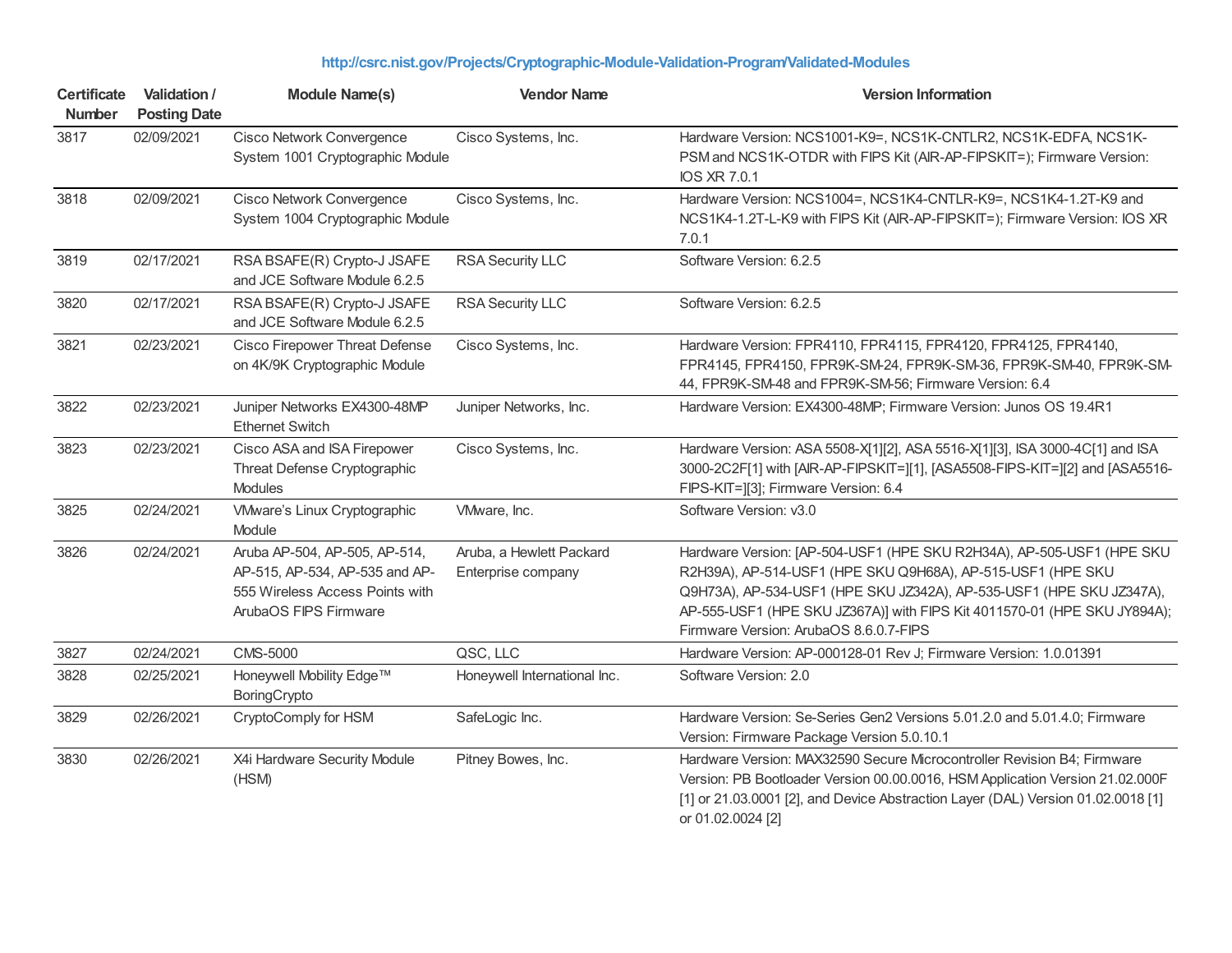http://csrc.nist.gov/Projects/Cryptographic-Module-Validation-Program/Validated-Modules

| Certificate Number | Validation / Posting Date | Module Name(s) | Vendor Name | Version Information |
|---|---|---|---|---|
| 3817 | 02/09/2021 | Cisco Network Convergence System 1001 Cryptographic Module | Cisco Systems, Inc. | Hardware Version: NCS1001-K9=, NCS1K-CNTLR2, NCS1K-EDFA, NCS1K-PSM and NCS1K-OTDR with FIPS Kit (AIR-AP-FIPSKIT=); Firmware Version: IOS XR 7.0.1 |
| 3818 | 02/09/2021 | Cisco Network Convergence System 1004 Cryptographic Module | Cisco Systems, Inc. | Hardware Version: NCS1004=, NCS1K4-CNTLR-K9=, NCS1K4-1.2T-K9 and NCS1K4-1.2T-L-K9 with FIPS Kit (AIR-AP-FIPSKIT=); Firmware Version: IOS XR 7.0.1 |
| 3819 | 02/17/2021 | RSA BSAFE(R) Crypto-J JSAFE and JCE Software Module 6.2.5 | RSA Security LLC | Software Version: 6.2.5 |
| 3820 | 02/17/2021 | RSA BSAFE(R) Crypto-J JSAFE and JCE Software Module 6.2.5 | RSA Security LLC | Software Version: 6.2.5 |
| 3821 | 02/23/2021 | Cisco Firepower Threat Defense on 4K/9K Cryptographic Module | Cisco Systems, Inc. | Hardware Version: FPR4110, FPR4115, FPR4120, FPR4125, FPR4140, FPR4145, FPR4150, FPR9K-SM-24, FPR9K-SM-36, FPR9K-SM-40, FPR9K-SM-44, FPR9K-SM-48 and FPR9K-SM-56; Firmware Version: 6.4 |
| 3822 | 02/23/2021 | Juniper Networks EX4300-48MP Ethernet Switch | Juniper Networks, Inc. | Hardware Version: EX4300-48MP; Firmware Version: Junos OS 19.4R1 |
| 3823 | 02/23/2021 | Cisco ASA and ISA Firepower Threat Defense Cryptographic Modules | Cisco Systems, Inc. | Hardware Version: ASA 5508-X[1][2], ASA 5516-X[1][3], ISA 3000-4C[1] and ISA 3000-2C2F[1] with [AIR-AP-FIPSKIT=][1], [ASA5508-FIPS-KIT=][2] and [ASA5516-FIPS-KIT=][3]; Firmware Version: 6.4 |
| 3825 | 02/24/2021 | VMware's Linux Cryptographic Module | VMware, Inc. | Software Version: v3.0 |
| 3826 | 02/24/2021 | Aruba AP-504, AP-505, AP-514, AP-515, AP-534, AP-535 and AP-555 Wireless Access Points with ArubaOS FIPS Firmware | Aruba, a Hewlett Packard Enterprise company | Hardware Version: [AP-504-USF1 (HPE SKU R2H34A), AP-505-USF1 (HPE SKU R2H39A), AP-514-USF1 (HPE SKU Q9H68A), AP-515-USF1 (HPE SKU Q9H73A), AP-534-USF1 (HPE SKU JZ342A), AP-535-USF1 (HPE SKU JZ347A), AP-555-USF1 (HPE SKU JZ367A)] with FIPS Kit 4011570-01 (HPE SKU JY894A); Firmware Version: ArubaOS 8.6.0.7-FIPS |
| 3827 | 02/24/2021 | CMS-5000 | QSC, LLC | Hardware Version: AP-000128-01 Rev J; Firmware Version: 1.0.01391 |
| 3828 | 02/25/2021 | Honeywell Mobility Edge™ BoringCrypto | Honeywell International Inc. | Software Version: 2.0 |
| 3829 | 02/26/2021 | CryptoComply for HSM | SafeLogic Inc. | Hardware Version: Se-Series Gen2 Versions 5.01.2.0 and 5.01.4.0; Firmware Version: Firmware Package Version 5.0.10.1 |
| 3830 | 02/26/2021 | X4i Hardware Security Module (HSM) | Pitney Bowes, Inc. | Hardware Version: MAX32590 Secure Microcontroller Revision B4; Firmware Version: PB Bootloader Version 00.00.0016, HSM Application Version 21.02.000F [1] or 21.03.0001 [2], and Device Abstraction Layer (DAL) Version 01.02.0018 [1] or 01.02.0024 [2] |